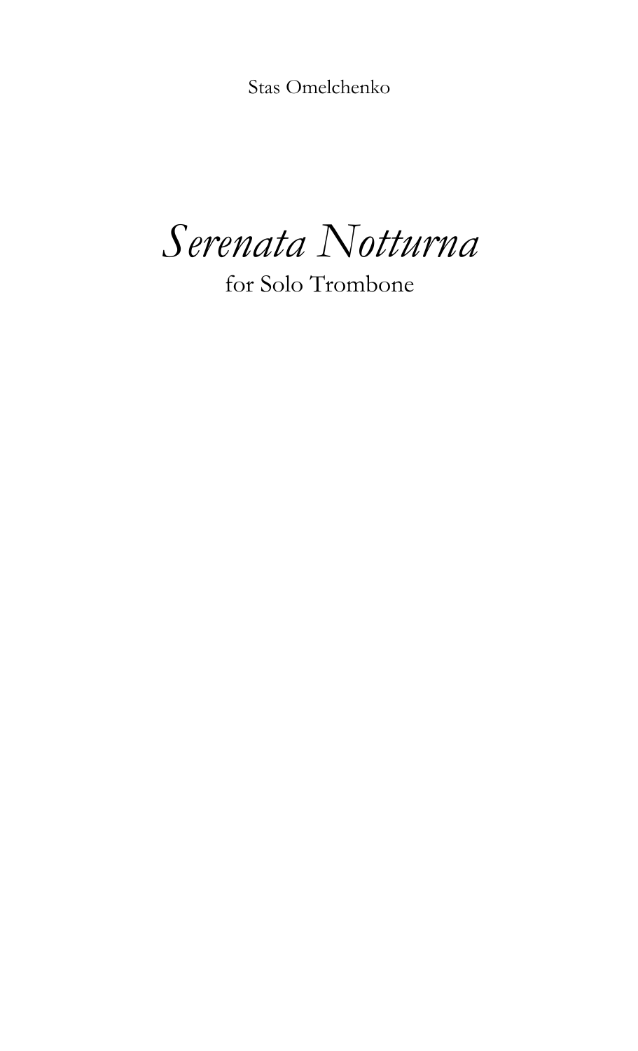Stas Omelchenko

# *Serenata Notturna*

for Solo Trombone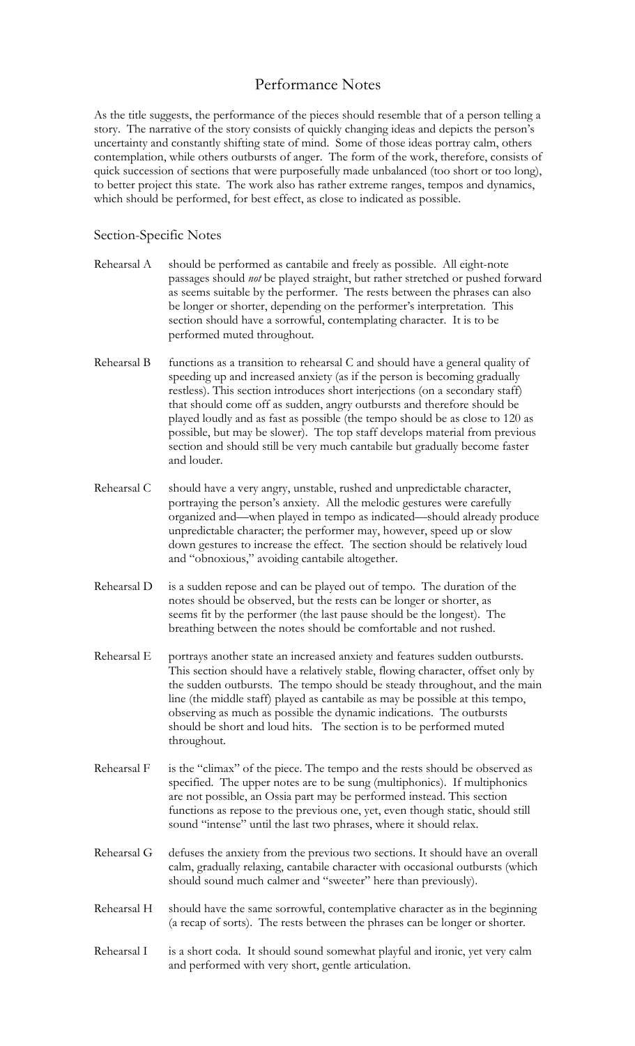# Performance Notes

As the title suggests, the performance of the pieces should resemble that of a person telling a story. The narrative of the story consists of quickly changing ideas and depicts the person's uncertainty and constantly shifting state of mind. Some of those ideas portray calm, others contemplation, while others outbursts of anger. The form of the work, therefore, consists of quick succession of sections that were purposefully made unbalanced (too short or too long), to better project this state. The work also has rather extreme ranges, tempos and dynamics, which should be performed, for best effect, as close to indicated as possible.

## Section-Specific Notes

**Rehearsal A** should be performed as cantabile and freely as possible. All eight-note passages should *not* be played straight, but rather stretched or pushed forward as seems suitable by the performer. The rests between the phrases can also be longer or shorter, depending on the performer's interpretation. This section should have a sorrowful, contemplating character. It is to be performed muted throughout.

**Rehearsal B** functions as a transition to rehearsal C and should have a general quality of speeding up and increased anxiety (as if the person is becoming gradually restless). This section introduces short interjections (on a secondary staff) that should come off as sudden, angry outbursts and therefore should be played loudly and as fast as possible (the tempo should be as close to 120 as possible, but may be slower). The top staff develops material from previous section and should still be very much cantabile but gradually become faster and louder.

**Rehearsal C** should have a very angry, unstable, rushed and unpredictable character, portraying the person's anxiety. All the melodic gestures were carefully organized and—when played in tempo as indicated—should already produce unpredictable character; the performer may, however, speed up or slow down gestures to increase the effect. The section should be relatively loud and "obnoxious," avoiding cantabile altogether.

**Rehearsal D** is a sudden repose and can be played out of tempo. The duration of the notes should be observed, but the rests can be longer or shorter, as seems fit by the performer (the last pause should be the longest). The breathing between the notes should be comfortable and not rushed.

**Rehearsal E** portrays another state an increased anxiety and features sudden outbursts. This section should have a relatively stable, flowing character, offset only by the sudden outbursts. The tempo should be steady throughout, and the main line (the middle staff) played as cantabile as may be possible at this tempo, observing as much as possible the dynamic indications. The outbursts should be short and loud hits. The section is to be performed muted throughout.

**Rehearsal F** is the "climax" of the piece. The tempo and the rests should be observed as specified. The upper notes are to be sung (multiphonics). If multiphonics are not possible, an Ossia part may be performed instead. This section functions as repose to the previous one, yet, even though static, should still sound "intense" until the last two phrases, where it should relax.

**Rehearsal G** defuses the anxiety from the previous two sections. It should have an overall calm, gradually relaxing, cantabile character with occasional outbursts (which should sound much calmer and "sweeter" here than previously).

**Rehearsal H** should have the same sorrowful, contemplative character as in the beginning (a recap of sorts). The rests between the phrases can be longer or shorter.

**Rehearsal I** is a short coda. It should sound somewhat playful and ironic, yet very calm and performed with very short, gentle articulation.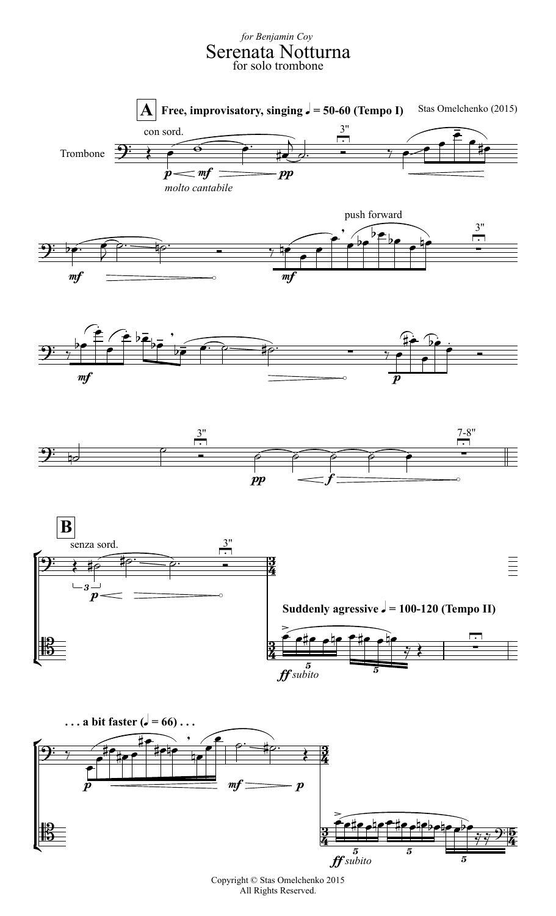*for Benjamin Coy*

# Serenata Notturna

for solo trombone

Stas Omelchenko (2015)

**A** **Free, improvisatory, singing ♩ = 50-60 (Tempo I)**

Trombone

con sord.

*molto cantabile*

push forward

**B**

senza sord.

**Suddenly agressive ♩ = 100-120 (Tempo II)**

*ff subito*

**. . . a bit faster (♩ = 66) . . .**

*ff subito*

Copyright © Stas Omelchenko 2015
All Rights Reserved.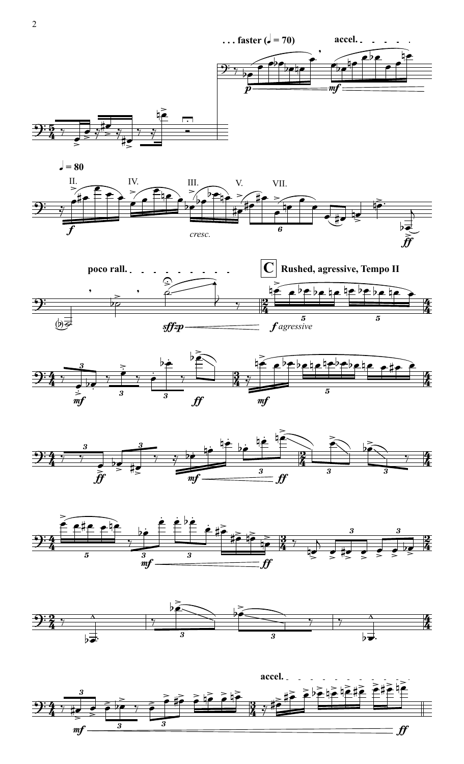. . . faster (♩ = 70)

accel.

♩ = 80

II. IV. III. V. VII.

*cresc.*

poco rall.

**C** Rushed, agressive, Tempo II

*f agressive*

accel.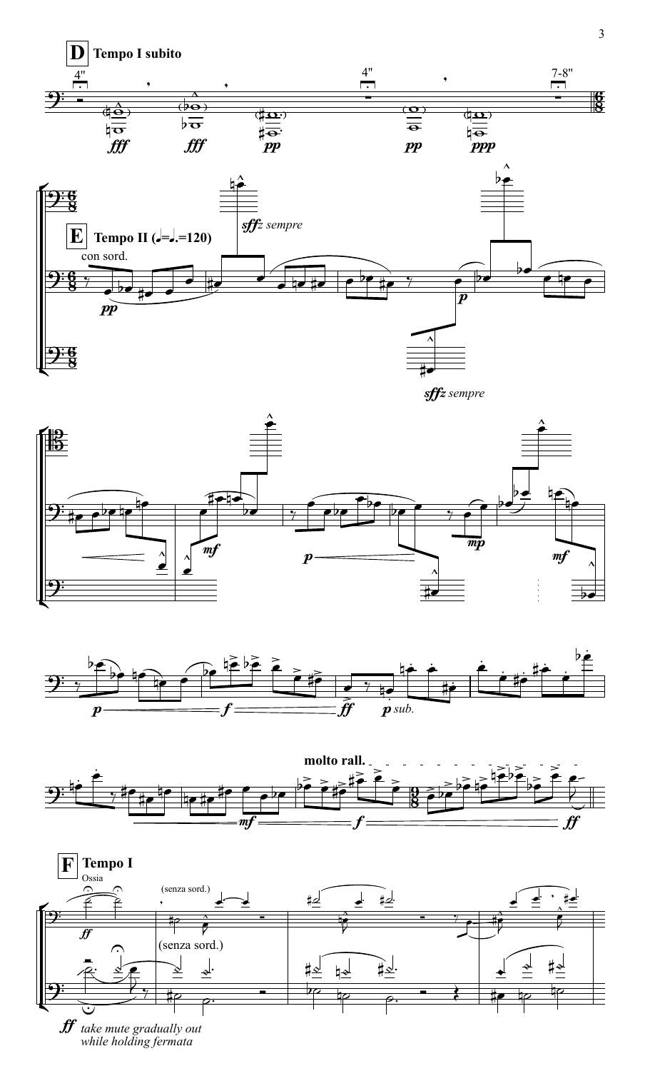**D** **Tempo I subito**

4" 4" 7-8"

*fff* *fff* *pp* *pp* *ppp*

**E** **Tempo II (♩=♩.=120)**

con sord.

*pp*

*sffz sempre*

*p*

*sffz sempre*

*mf* *p* *mp* *mf*

*p* *f* *ff* *p sub.*

**molto rall.**

*mf* *f* *ff*

**F** **Tempo I**

Ossia

*ff*

(senza sord.)

(senza sord.)

*ff* *take mute gradually out while holding fermata*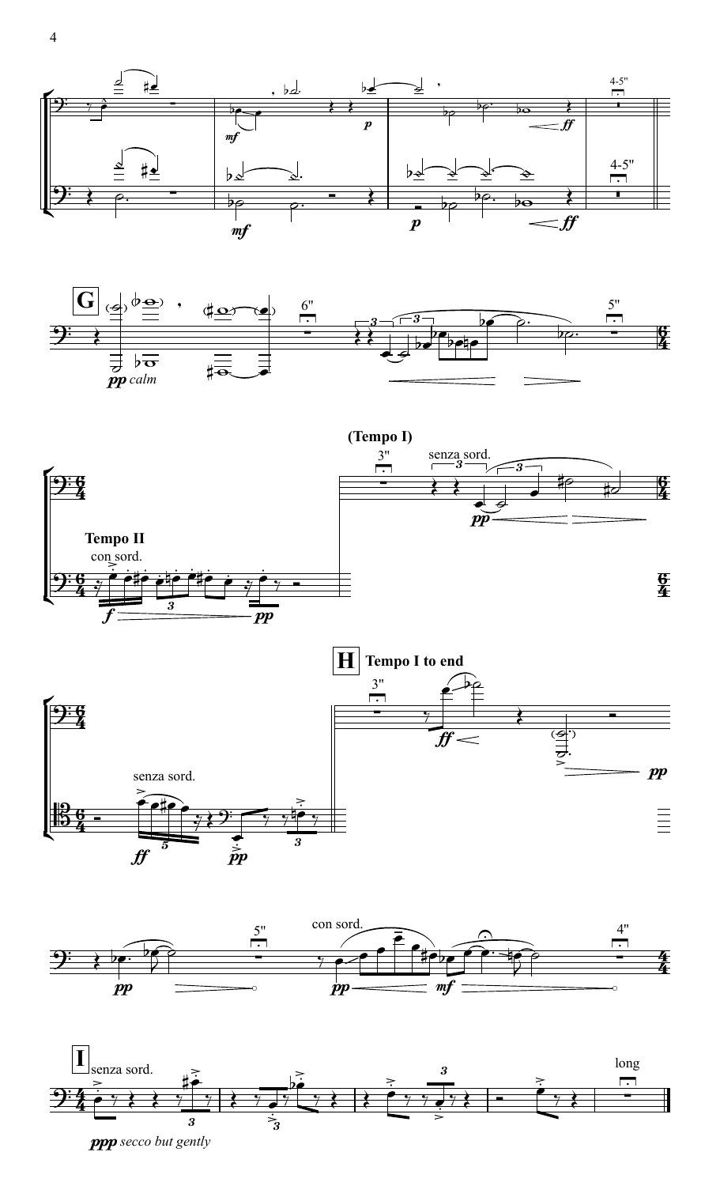4-5"

4-5"

**G**

*pp calm*

6"

5"

**Tempo II**

con sord.

*f* *pp*

**(Tempo I)**

3"

senza sord.

*pp*

**H** **Tempo I to end**

3"

senza sord.

*ff* *pp*

*ff*

*pp*

5"

con sord.

*pp* *mf*

4"

**I** senza sord.

*ppp secco but gently*

long